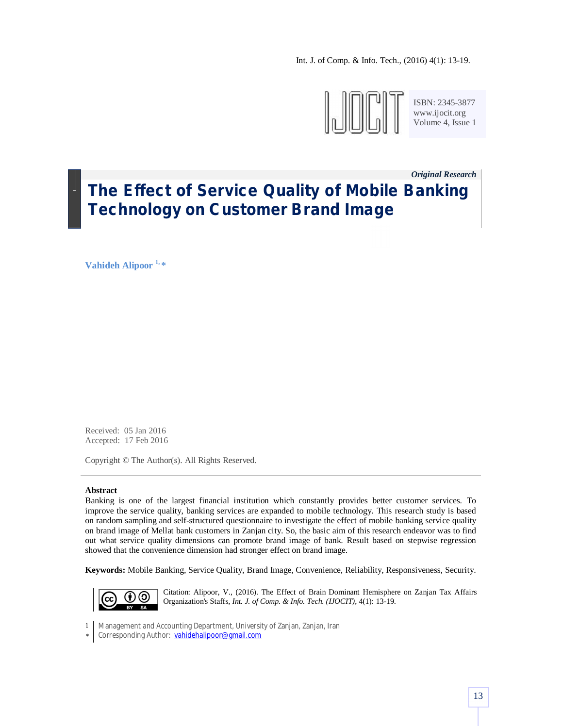*Original Research*

# The Effect of Service Quality of Mobile Banking Technology on Customer Brand Image

**Vahideh Alipoor** [1,*]

Received: 05 Jan 2016
Accepted: 17 Feb 2016

Copyright © The Author(s). All Rights Reserved.

---

**Abstract**

Banking is one of the largest financial institution which constantly provides better customer services. To improve the service quality, banking services are expanded to mobile technology. This research study is based on random sampling and self-structured questionnaire to investigate the effect of mobile banking service quality on brand image of Mellat bank customers in Zanjan city. So, the basic aim of this research endeavor was to find out what service quality dimensions can promote brand image of bank. Result based on stepwise regression showed that the convenience dimension had stronger effect on brand image.

**Keywords:** Mobile Banking, Service Quality, Brand Image, Convenience, Reliability, Responsiveness, Security.

Citation: Alipoor, V., (2016). The Effect of Brain Dominant Hemisphere on Zanjan Tax Affairs Organization's Staffs, *Int. J. of Comp. & Info. Tech. (IJOCIT)*, 4(1): 13-19.

1 Management and Accounting Department, University of Zanjan, Zanjan, Iran
* Corresponding Author: vahidehalipoor@gmail.com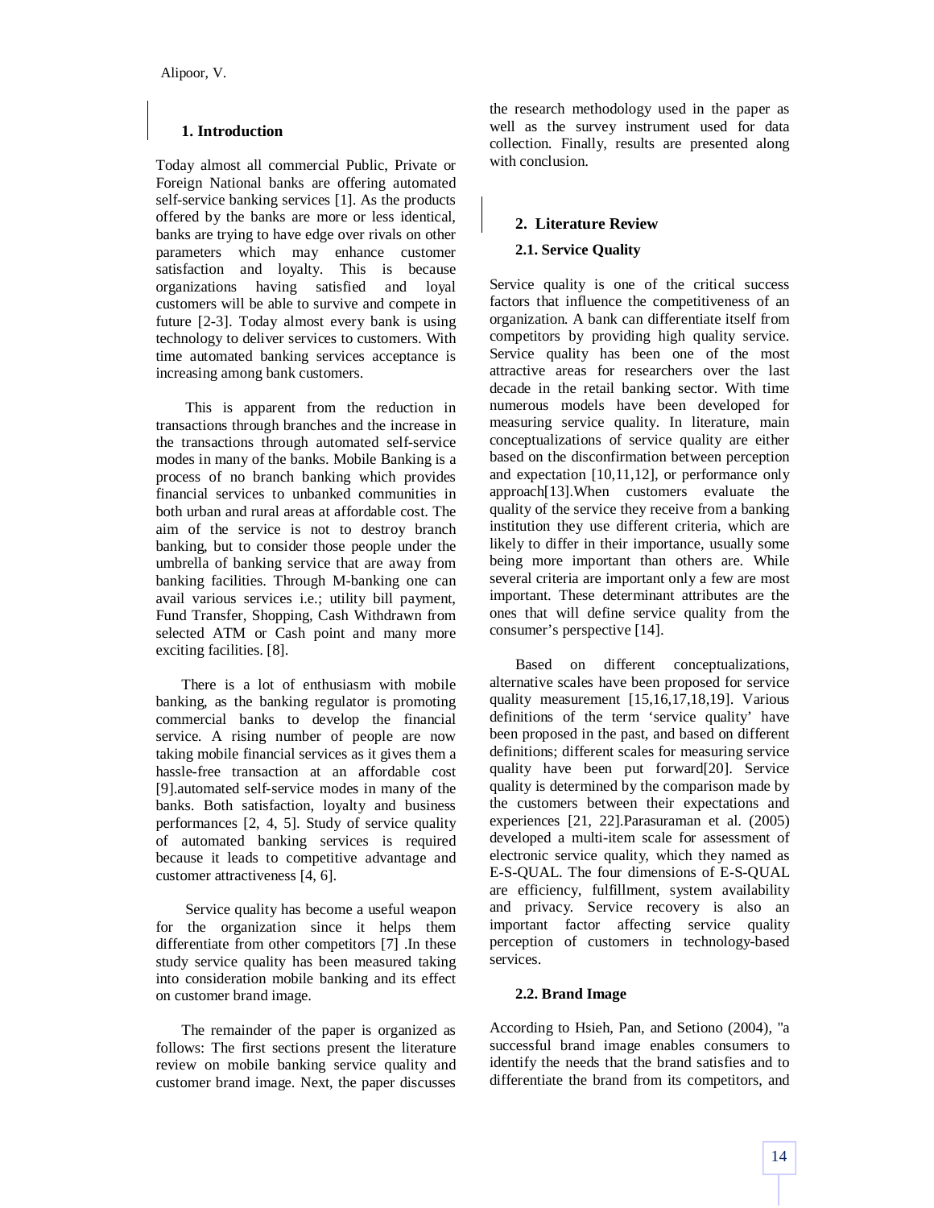## 1. Introduction

Today almost all commercial Public, Private or Foreign National banks are offering automated self-service banking services [1]. As the products offered by the banks are more or less identical, banks are trying to have edge over rivals on other parameters which may enhance customer satisfaction and loyalty. This is because organizations having satisfied and loyal customers will be able to survive and compete in future [2-3]. Today almost every bank is using technology to deliver services to customers. With time automated banking services acceptance is increasing among bank customers.

This is apparent from the reduction in transactions through branches and the increase in the transactions through automated self-service modes in many of the banks. Mobile Banking is a process of no branch banking which provides financial services to unbanked communities in both urban and rural areas at affordable cost. The aim of the service is not to destroy branch banking, but to consider those people under the umbrella of banking service that are away from banking facilities. Through M-banking one can avail various services i.e.; utility bill payment, Fund Transfer, Shopping, Cash Withdrawn from selected ATM or Cash point and many more exciting facilities. [8].

There is a lot of enthusiasm with mobile banking, as the banking regulator is promoting commercial banks to develop the financial service. A rising number of people are now taking mobile financial services as it gives them a hassle-free transaction at an affordable cost [9].automated self-service modes in many of the banks. Both satisfaction, loyalty and business performances [2, 4, 5]. Study of service quality of automated banking services is required because it leads to competitive advantage and customer attractiveness [4, 6].

Service quality has become a useful weapon for the organization since it helps them differentiate from other competitors [7] .In these study service quality has been measured taking into consideration mobile banking and its effect on customer brand image.

The remainder of the paper is organized as follows: The first sections present the literature review on mobile banking service quality and customer brand image. Next, the paper discusses the research methodology used in the paper as well as the survey instrument used for data collection. Finally, results are presented along with conclusion.

## 2. Literature Review

### 2.1. Service Quality

Service quality is one of the critical success factors that influence the competitiveness of an organization. A bank can differentiate itself from competitors by providing high quality service. Service quality has been one of the most attractive areas for researchers over the last decade in the retail banking sector. With time numerous models have been developed for measuring service quality. In literature, main conceptualizations of service quality are either based on the disconfirmation between perception and expectation [10,11,12], or performance only approach[13].When customers evaluate the quality of the service they receive from a banking institution they use different criteria, which are likely to differ in their importance, usually some being more important than others are. While several criteria are important only a few are most important. These determinant attributes are the ones that will define service quality from the consumer's perspective [14].

Based on different conceptualizations, alternative scales have been proposed for service quality measurement [15,16,17,18,19]. Various definitions of the term 'service quality' have been proposed in the past, and based on different definitions; different scales for measuring service quality have been put forward[20]. Service quality is determined by the comparison made by the customers between their expectations and experiences [21, 22].Parasuraman et al. (2005) developed a multi-item scale for assessment of electronic service quality, which they named as E-S-QUAL. The four dimensions of E-S-QUAL are efficiency, fulfillment, system availability and privacy. Service recovery is also an important factor affecting service quality perception of customers in technology-based services.

### 2.2. Brand Image

According to Hsieh, Pan, and Setiono (2004), "a successful brand image enables consumers to identify the needs that the brand satisfies and to differentiate the brand from its competitors, and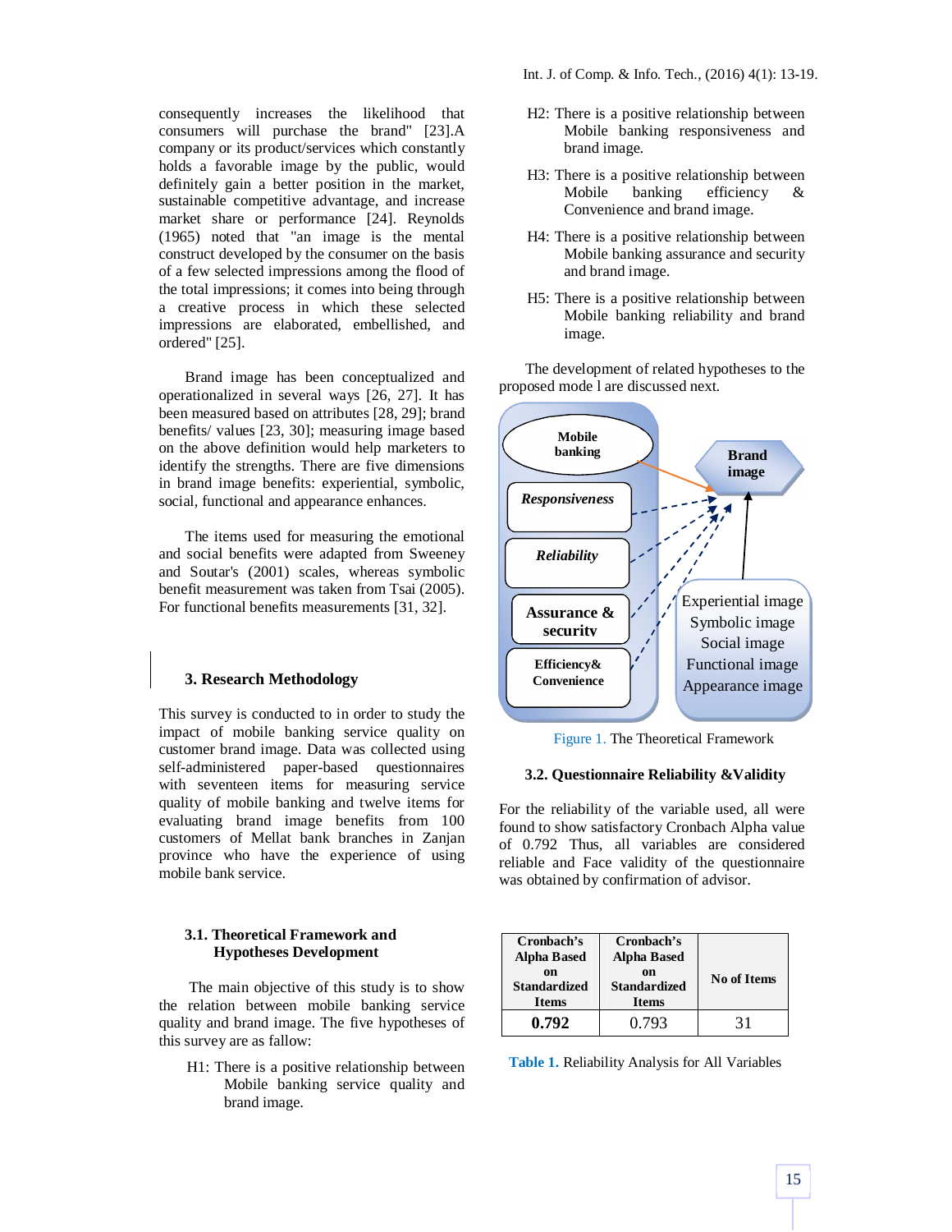consequently increases the likelihood that consumers will purchase the brand" [23].A company or its product/services which constantly holds a favorable image by the public, would definitely gain a better position in the market, sustainable competitive advantage, and increase market share or performance [24]. Reynolds (1965) noted that "an image is the mental construct developed by the consumer on the basis of a few selected impressions among the flood of the total impressions; it comes into being through a creative process in which these selected impressions are elaborated, embellished, and ordered" [25].

Brand image has been conceptualized and operationalized in several ways [26, 27]. It has been measured based on attributes [28, 29]; brand benefits/ values [23, 30]; measuring image based on the above definition would help marketers to identify the strengths. There are five dimensions in brand image benefits: experiential, symbolic, social, functional and appearance enhances.

The items used for measuring the emotional and social benefits were adapted from Sweeney and Soutar's (2001) scales, whereas symbolic benefit measurement was taken from Tsai (2005). For functional benefits measurements [31, 32].

## 3. Research Methodology

This survey is conducted to in order to study the impact of mobile banking service quality on customer brand image. Data was collected using self-administered paper-based questionnaires with seventeen items for measuring service quality of mobile banking and twelve items for evaluating brand image benefits from 100 customers of Mellat bank branches in Zanjan province who have the experience of using mobile bank service.

### 3.1. Theoretical Framework and Hypotheses Development

The main objective of this study is to show the relation between mobile banking service quality and brand image. The five hypotheses of this survey are as fallow:

H1: There is a positive relationship between Mobile banking service quality and brand image.

H2: There is a positive relationship between Mobile banking responsiveness and brand image.

H3: There is a positive relationship between Mobile banking efficiency & Convenience and brand image.

H4: There is a positive relationship between Mobile banking assurance and security and brand image.

H5: There is a positive relationship between Mobile banking reliability and brand image.

The development of related hypotheses to the proposed mode l are discussed next.

Figure 1. The Theoretical Framework

### 3.2. Questionnaire Reliability &Validity

For the reliability of the variable used, all were found to show satisfactory Cronbach Alpha value of 0.792 Thus, all variables are considered reliable and Face validity of the questionnaire was obtained by confirmation of advisor.

| Cronbach's Alpha Based on Standardized Items | Cronbach's Alpha Based on Standardized Items | No of Items |
|---|---|---|
| **0.792** | 0.793 | 31 |

**Table 1.** Reliability Analysis for All Variables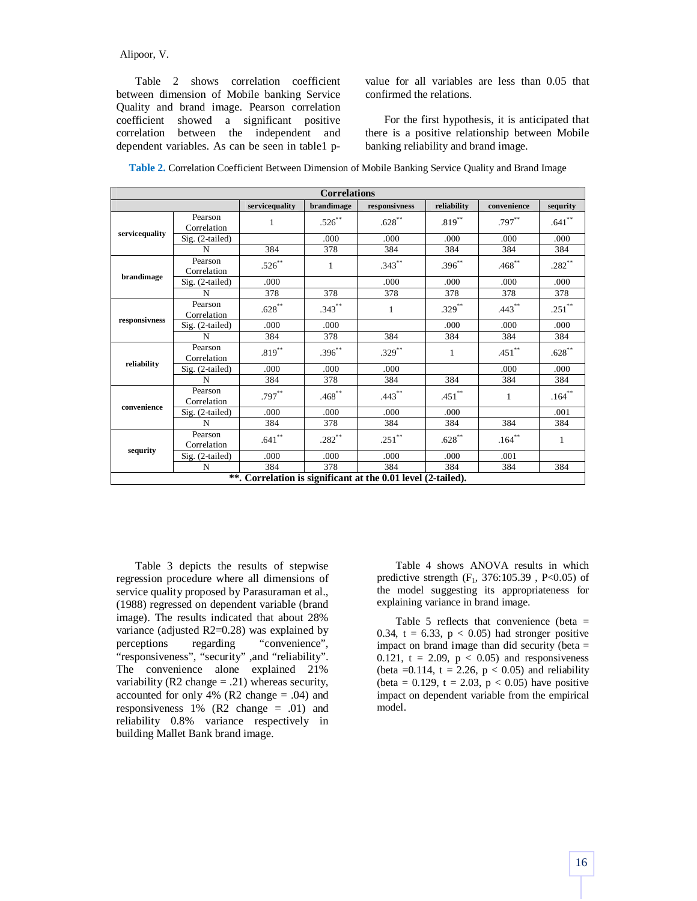Table 2 shows correlation coefficient between dimension of Mobile banking Service Quality and brand image. Pearson correlation coefficient showed a significant positive correlation between the independent and dependent variables. As can be seen in table1 p-value for all variables are less than 0.05 that confirmed the relations.

For the first hypothesis, it is anticipated that there is a positive relationship between Mobile banking reliability and brand image.

**Table 2.** Correlation Coefficient Between Dimension of Mobile Banking Service Quality and Brand Image

| Correlations | | | | | | | | |
|---|---|---|---|---|---|---|---|---|
| | | servicequality | brandimage | responsivness | reliability | convenience | sequrity |
| **servicequality** | Pearson Correlation | 1 | .526** | .628** | .819** | .797** | .641** |
| | Sig. (2-tailed) | | .000 | .000 | .000 | .000 | .000 |
| | N | 384 | 378 | 384 | 384 | 384 | 384 |
| **brandimage** | Pearson Correlation | .526** | 1 | .343** | .396** | .468** | .282** |
| | Sig. (2-tailed) | .000 | | .000 | .000 | .000 | .000 |
| | N | 378 | 378 | 378 | 378 | 378 | 378 |
| **responsivness** | Pearson Correlation | .628** | .343** | 1 | .329** | .443** | .251** |
| | Sig. (2-tailed) | .000 | .000 | | .000 | .000 | .000 |
| | N | 384 | 378 | 384 | 384 | 384 | 384 |
| **reliability** | Pearson Correlation | .819** | .396** | .329** | 1 | .451** | .628** |
| | Sig. (2-tailed) | .000 | .000 | .000 | | .000 | .000 |
| | N | 384 | 378 | 384 | 384 | 384 | 384 |
| **convenience** | Pearson Correlation | .797** | .468** | .443** | .451** | 1 | .164** |
| | Sig. (2-tailed) | .000 | .000 | .000 | .000 | | .001 |
| | N | 384 | 378 | 384 | 384 | 384 | 384 |
| **sequrity** | Pearson Correlation | .641** | .282** | .251** | .628** | .164** | 1 |
| | Sig. (2-tailed) | .000 | .000 | .000 | .000 | .001 | |
| | N | 384 | 378 | 384 | 384 | 384 | 384 |

**\*\*. Correlation is significant at the 0.01 level (2-tailed).**

Table 3 depicts the results of stepwise regression procedure where all dimensions of service quality proposed by Parasuraman et al., (1988) regressed on dependent variable (brand image). The results indicated that about 28% variance (adjusted R2=0.28) was explained by perceptions regarding "convenience", "responsiveness", "security" ,and "reliability". The convenience alone explained 21% variability (R2 change = .21) whereas security, accounted for only 4% (R2 change = .04) and responsiveness 1% (R2 change = .01) and reliability 0.8% variance respectively in building Mallet Bank brand image.

Table 4 shows ANOVA results in which predictive strength ($F_1$, 376:105.39 , P<0.05) of the model suggesting its appropriateness for explaining variance in brand image.

Table 5 reflects that convenience (beta = 0.34, t = 6.33, p < 0.05) had stronger positive impact on brand image than did security (beta = 0.121, t = 2.09, p < 0.05) and responsiveness (beta =0.114, t = 2.26, p < 0.05) and reliability (beta = 0.129, t = 2.03, p < 0.05) have positive impact on dependent variable from the empirical model.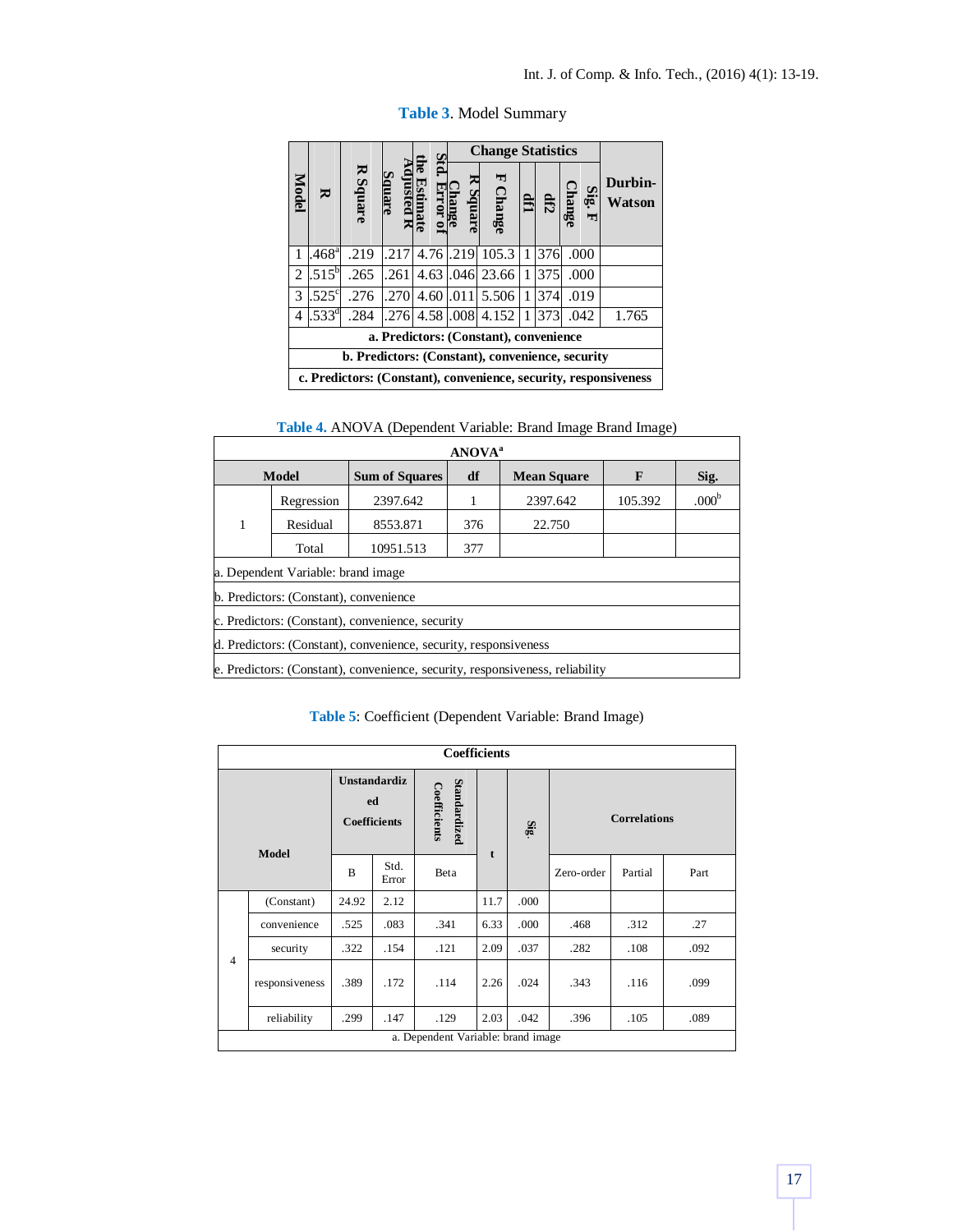**Table 3**. Model Summary

| Model | R | R Square | Adjusted R Square | Std. Error of the Estimate | Change Statistics | | | | | Durbin-Watson |
|---|---|---|---|---|---|---|---|---|---|---|
| | | | | | R Square Change | F Change | df1 | df2 | Sig. F Change | |
| 1 | .468[a] | .219 | .217 | 4.76 | .219 | 105.3 | 1 | 376 | .000 | |
| 2 | .515[b] | .265 | .261 | 4.63 | .046 | 23.66 | 1 | 375 | .000 | |
| 3 | .525[c] | .276 | .270 | 4.60 | .011 | 5.506 | 1 | 374 | .019 | |
| 4 | .533[d] | .284 | .276 | 4.58 | .008 | 4.152 | 1 | 373 | .042 | 1.765 |
| a. Predictors: (Constant), convenience | | | | | | | | | | |
| b. Predictors: (Constant), convenience, security | | | | | | | | | | |
| c. Predictors: (Constant), convenience, security, responsiveness | | | | | | | | | | |

**Table 4.** ANOVA (Dependent Variable: Brand Image Brand Image)

| ANOVA[a] | | | | | | |
|---|---|---|---|---|---|---|
| Model | | Sum of Squares | df | Mean Square | F | Sig. |
| 1 | Regression | 2397.642 | 1 | 2397.642 | 105.392 | .000[b] |
| | Residual | 8553.871 | 376 | 22.750 | | |
| | Total | 10951.513 | 377 | | | |
| a. Dependent Variable: brand image | | | | | | |
| b. Predictors: (Constant), convenience | | | | | | |
| c. Predictors: (Constant), convenience, security | | | | | | |
| d. Predictors: (Constant), convenience, security, responsiveness | | | | | | |
| e. Predictors: (Constant), convenience, security, responsiveness, reliability | | | | | | |

**Table 5**: Coefficient (Dependent Variable: Brand Image)

| Coefficients | | | | | | | | | |
|---|---|---|---|---|---|---|---|---|---|
| Model | | Unstandardized Coefficients | | Standardized Coefficients | t | Sig. | Correlations | | |
| | | B | Std. Error | Beta | | | Zero-order | Partial | Part |
| 4 | (Constant) | 24.92 | 2.12 | | 11.7 | .000 | | | |
| | convenience | .525 | .083 | .341 | 6.33 | .000 | .468 | .312 | .27 |
| | security | .322 | .154 | .121 | 2.09 | .037 | .282 | .108 | .092 |
| | responsiveness | .389 | .172 | .114 | 2.26 | .024 | .343 | .116 | .099 |
| | reliability | .299 | .147 | .129 | 2.03 | .042 | .396 | .105 | .089 |
| a. Dependent Variable: brand image | | | | | | | | | |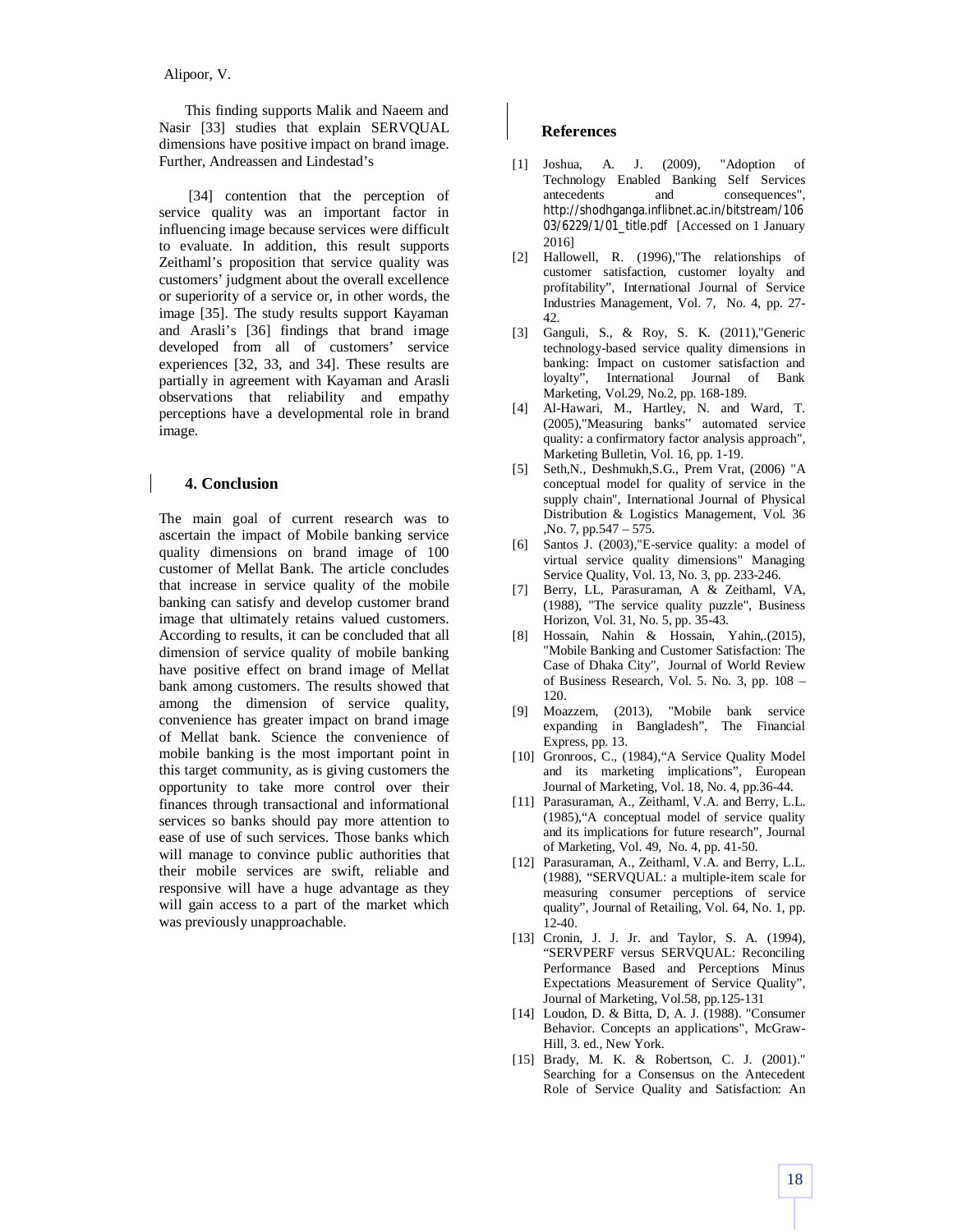This finding supports Malik and Naeem and Nasir [33] studies that explain SERVQUAL dimensions have positive impact on brand image. Further, Andreassen and Lindestad's

[34] contention that the perception of service quality was an important factor in influencing image because services were difficult to evaluate. In addition, this result supports Zeithaml's proposition that service quality was customers' judgment about the overall excellence or superiority of a service or, in other words, the image [35]. The study results support Kayaman and Arasli's [36] findings that brand image developed from all of customers' service experiences [32, 33, and 34]. These results are partially in agreement with Kayaman and Arasli observations that reliability and empathy perceptions have a developmental role in brand image.

## 4. Conclusion

The main goal of current research was to ascertain the impact of Mobile banking service quality dimensions on brand image of 100 customer of Mellat Bank. The article concludes that increase in service quality of the mobile banking can satisfy and develop customer brand image that ultimately retains valued customers. According to results, it can be concluded that all dimension of service quality of mobile banking have positive effect on brand image of Mellat bank among customers. The results showed that among the dimension of service quality, convenience has greater impact on brand image of Mellat bank. Science the convenience of mobile banking is the most important point in this target community, as is giving customers the opportunity to take more control over their finances through transactional and informational services so banks should pay more attention to ease of use of such services. Those banks which will manage to convince public authorities that their mobile services are swift, reliable and responsive will have a huge advantage as they will gain access to a part of the market which was previously unapproachable.

## References

[1] Joshua, A. J. (2009), "Adoption of Technology Enabled Banking Self Services antecedents and consequences", http://shodhganga.inflibnet.ac.in/bitstream/10603/6229/1/01_title.pdf [Accessed on 1 January 2016]

[2] Hallowell, R. (1996),"The relationships of customer satisfaction, customer loyalty and profitability", International Journal of Service Industries Management, Vol. 7, No. 4, pp. 27-42.

[3] Ganguli, S., & Roy, S. K. (2011),"Generic technology-based service quality dimensions in banking: Impact on customer satisfaction and loyalty", International Journal of Bank Marketing, Vol.29, No.2, pp. 168-189.

[4] Al-Hawari, M., Hartley, N. and Ward, T. (2005),"Measuring banks" automated service quality: a confirmatory factor analysis approach", Marketing Bulletin, Vol. 16, pp. 1-19.

[5] Seth,N., Deshmukh,S.G., Prem Vrat, (2006) "A conceptual model for quality of service in the supply chain", International Journal of Physical Distribution & Logistics Management, Vol. 36 ,No. 7, pp.547 – 575.

[6] Santos J. (2003),"E-service quality: a model of virtual service quality dimensions" Managing Service Quality, Vol. 13, No. 3, pp. 233-246.

[7] Berry, LL, Parasuraman, A & Zeithaml, VA, (1988), "The service quality puzzle", Business Horizon, Vol. 31, No. 5, pp. 35-43.

[8] Hossain, Nahin & Hossain, Yahin,.(2015), "Mobile Banking and Customer Satisfaction: The Case of Dhaka City", Journal of World Review of Business Research, Vol. 5. No. 3, pp. 108 – 120.

[9] Moazzem, (2013), "Mobile bank service expanding in Bangladesh", The Financial Express, pp. 13.

[10] Gronroos, C., (1984),"A Service Quality Model and its marketing implications", European Journal of Marketing, Vol. 18, No. 4, pp.36-44.

[11] Parasuraman, A., Zeithaml, V.A. and Berry, L.L. (1985),"A conceptual model of service quality and its implications for future research", Journal of Marketing, Vol. 49, No. 4, pp. 41-50.

[12] Parasuraman, A., Zeithaml, V.A. and Berry, L.L. (1988), "SERVQUAL: a multiple-item scale for measuring consumer perceptions of service quality", Journal of Retailing, Vol. 64, No. 1, pp. 12-40.

[13] Cronin, J. J. Jr. and Taylor, S. A. (1994), "SERVPERF versus SERVQUAL: Reconciling Performance Based and Perceptions Minus Expectations Measurement of Service Quality", Journal of Marketing, Vol.58, pp.125-131

[14] Loudon, D. & Bitta, D, A. J. (1988). "Consumer Behavior. Concepts an applications", McGraw-Hill, 3. ed., New York.

[15] Brady, M. K. & Robertson, C. J. (2001)." Searching for a Consensus on the Antecedent Role of Service Quality and Satisfaction: An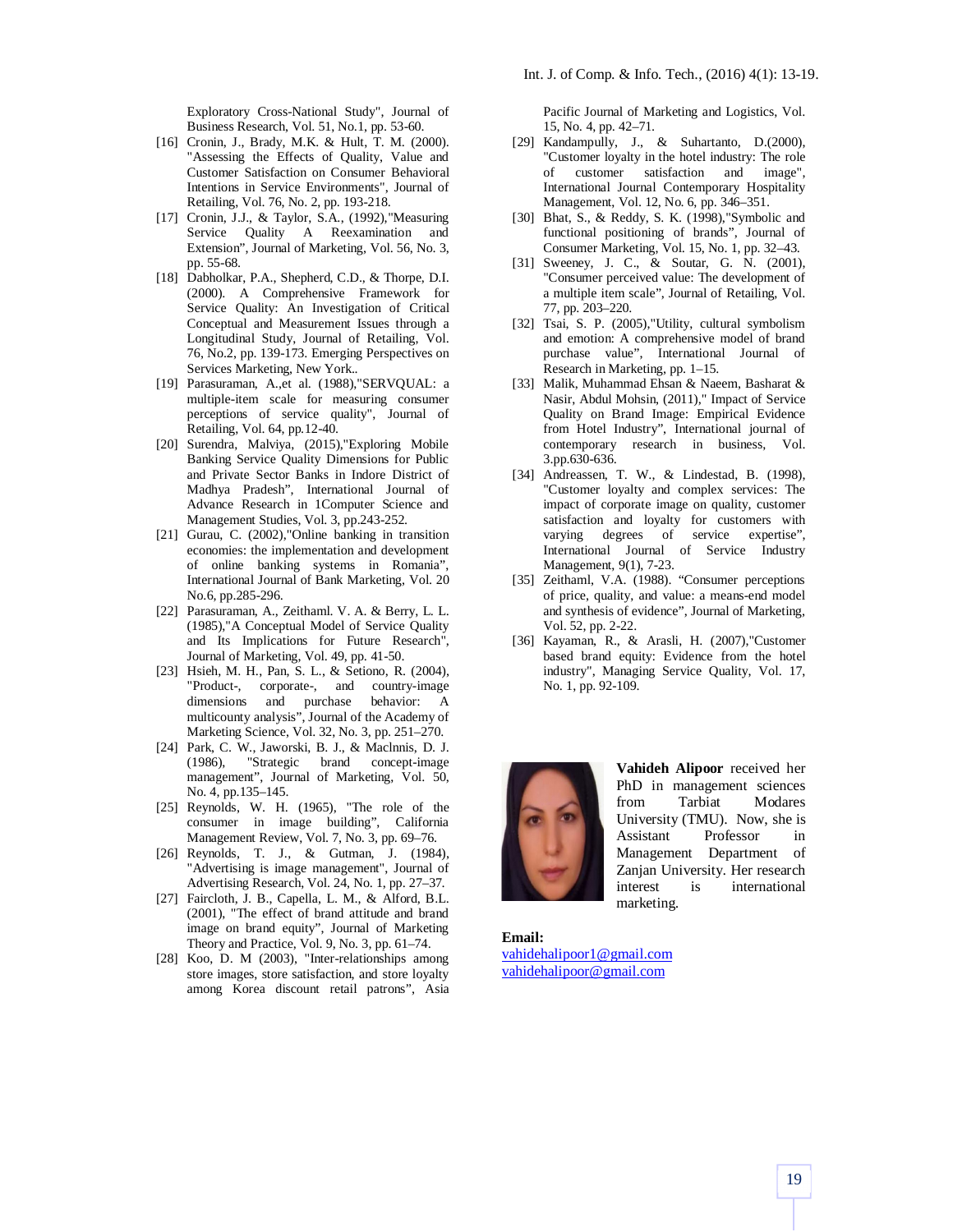Exploratory Cross-National Study", Journal of Business Research, Vol. 51, No.1, pp. 53-60.

[16] Cronin, J., Brady, M.K. & Hult, T. M. (2000). "Assessing the Effects of Quality, Value and Customer Satisfaction on Consumer Behavioral Intentions in Service Environments", Journal of Retailing, Vol. 76, No. 2, pp. 193-218.

[17] Cronin, J.J., & Taylor, S.A., (1992),"Measuring Service Quality A Reexamination and Extension", Journal of Marketing, Vol. 56, No. 3, pp. 55-68.

[18] Dabholkar, P.A., Shepherd, C.D., & Thorpe, D.I. (2000). A Comprehensive Framework for Service Quality: An Investigation of Critical Conceptual and Measurement Issues through a Longitudinal Study, Journal of Retailing, Vol. 76, No.2, pp. 139-173. Emerging Perspectives on Services Marketing, New York..

[19] Parasuraman, A.,et al. (1988),"SERVQUAL: a multiple-item scale for measuring consumer perceptions of service quality", Journal of Retailing, Vol. 64, pp.12-40.

[20] Surendra, Malviya, (2015),"Exploring Mobile Banking Service Quality Dimensions for Public and Private Sector Banks in Indore District of Madhya Pradesh", International Journal of Advance Research in 1Computer Science and Management Studies, Vol. 3, pp.243-252.

[21] Gurau, C. (2002),"Online banking in transition economies: the implementation and development of online banking systems in Romania", International Journal of Bank Marketing, Vol. 20 No.6, pp.285-296.

[22] Parasuraman, A., Zeithaml. V. A. & Berry, L. L. (1985),"A Conceptual Model of Service Quality and Its Implications for Future Research", Journal of Marketing, Vol. 49, pp. 41-50.

[23] Hsieh, M. H., Pan, S. L., & Setiono, R. (2004), "Product-, corporate-, and country-image dimensions and purchase behavior: A multicounty analysis", Journal of the Academy of Marketing Science, Vol. 32, No. 3, pp. 251–270.

[24] Park, C. W., Jaworski, B. J., & Maclnnis, D. J. (1986), "Strategic brand concept-image management", Journal of Marketing, Vol. 50, No. 4, pp.135–145.

[25] Reynolds, W. H. (1965), "The role of the consumer in image building", California Management Review, Vol. 7, No. 3, pp. 69–76.

[26] Reynolds, T. J., & Gutman, J. (1984), "Advertising is image management", Journal of Advertising Research, Vol. 24, No. 1, pp. 27–37.

[27] Faircloth, J. B., Capella, L. M., & Alford, B.L. (2001), "The effect of brand attitude and brand image on brand equity", Journal of Marketing Theory and Practice, Vol. 9, No. 3, pp. 61–74.

[28] Koo, D. M (2003), "Inter-relationships among store images, store satisfaction, and store loyalty among Korea discount retail patrons", Asia Pacific Journal of Marketing and Logistics, Vol. 15, No. 4, pp. 42–71.

[29] Kandampully, J., & Suhartanto, D.(2000), "Customer loyalty in the hotel industry: The role of customer satisfaction and image", International Journal Contemporary Hospitality Management, Vol. 12, No. 6, pp. 346–351.

[30] Bhat, S., & Reddy, S. K. (1998),"Symbolic and functional positioning of brands", Journal of Consumer Marketing, Vol. 15, No. 1, pp. 32–43.

[31] Sweeney, J. C., & Soutar, G. N. (2001), "Consumer perceived value: The development of a multiple item scale", Journal of Retailing, Vol. 77, pp. 203–220.

[32] Tsai, S. P. (2005),"Utility, cultural symbolism and emotion: A comprehensive model of brand purchase value", International Journal of Research in Marketing, pp. 1–15.

[33] Malik, Muhammad Ehsan & Naeem, Basharat & Nasir, Abdul Mohsin, (2011)," Impact of Service Quality on Brand Image: Empirical Evidence from Hotel Industry", International journal of contemporary research in business, Vol. 3.pp.630-636.

[34] Andreassen, T. W., & Lindestad, B. (1998), "Customer loyalty and complex services: The impact of corporate image on quality, customer satisfaction and loyalty for customers with varying degrees of service expertise", International Journal of Service Industry Management, 9(1), 7-23.

[35] Zeithaml, V.A. (1988). "Consumer perceptions of price, quality, and value: a means-end model and synthesis of evidence", Journal of Marketing, Vol. 52, pp. 2-22.

[36] Kayaman, R., & Arasli, H. (2007),"Customer based brand equity: Evidence from the hotel industry", Managing Service Quality, Vol. 17, No. 1, pp. 92-109.

**Vahideh Alipoor** received her PhD in management sciences from Tarbiat Modares University (TMU). Now, she is Assistant Professor in Management Department of Zanjan University. Her research interest is international marketing.

**Email:**
vahidehalipoor1@gmail.com
vahidehalipoor@gmail.com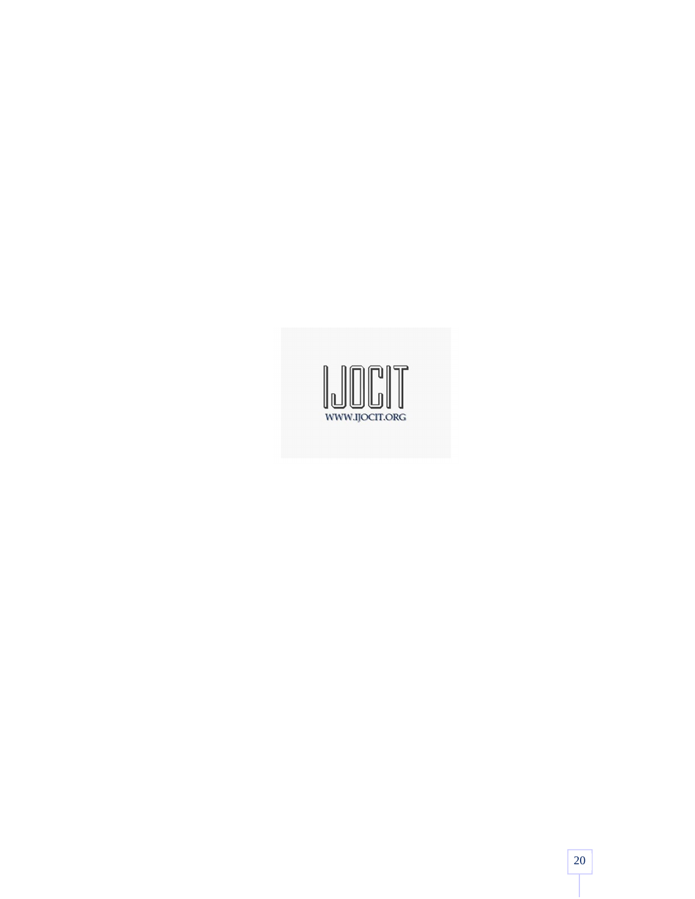IJOCIT

WWW.IJOCIT.ORG